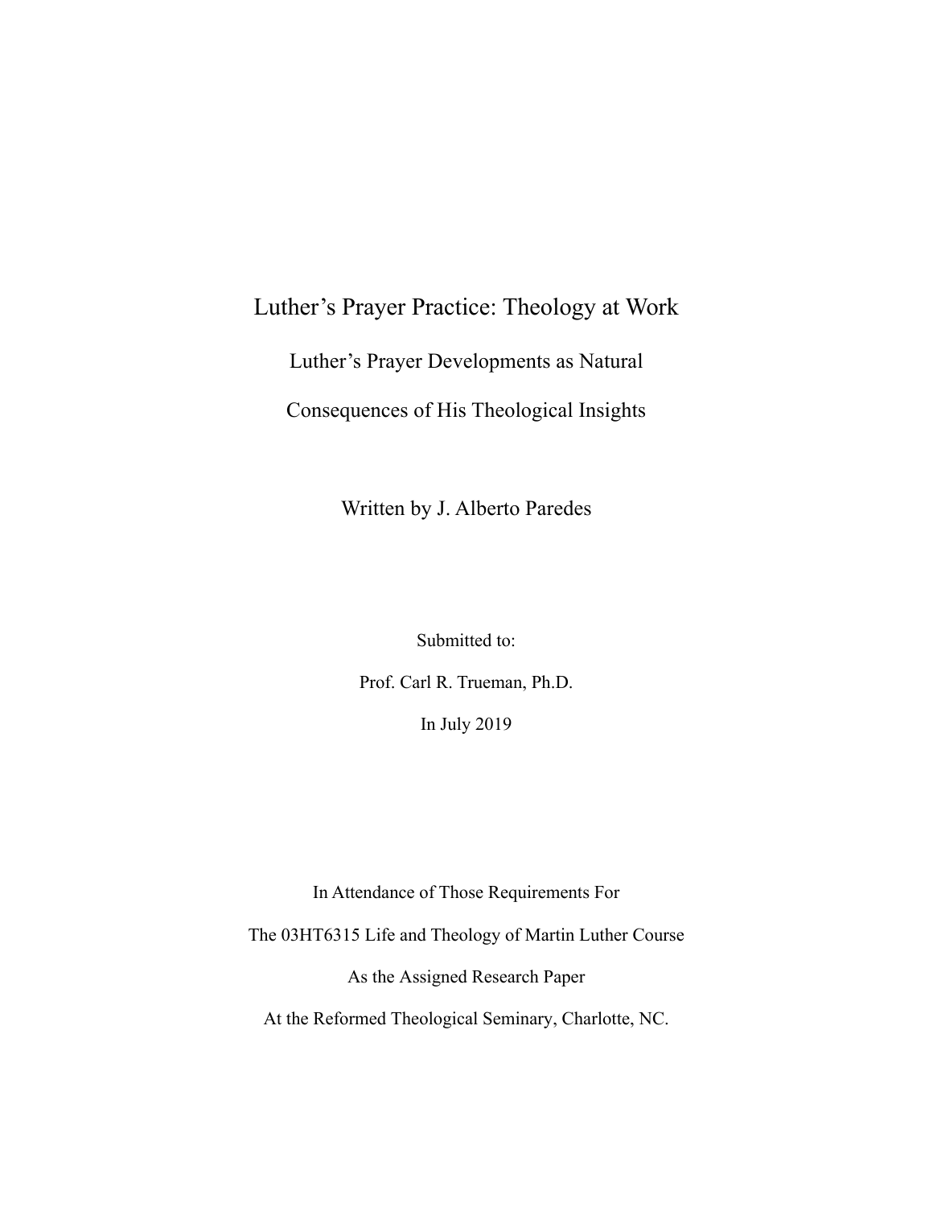# Luther's Prayer Practice: Theology at Work

## Luther's Prayer Developments as Natural Consequences of His Theological Insights

Written by J. Alberto Paredes

Submitted to:

Prof. Carl R. Trueman, Ph.D.

In July 2019

In Attendance of Those Requirements For

The 03HT6315 Life and Theology of Martin Luther Course

As the Assigned Research Paper

At the Reformed Theological Seminary, Charlotte, NC.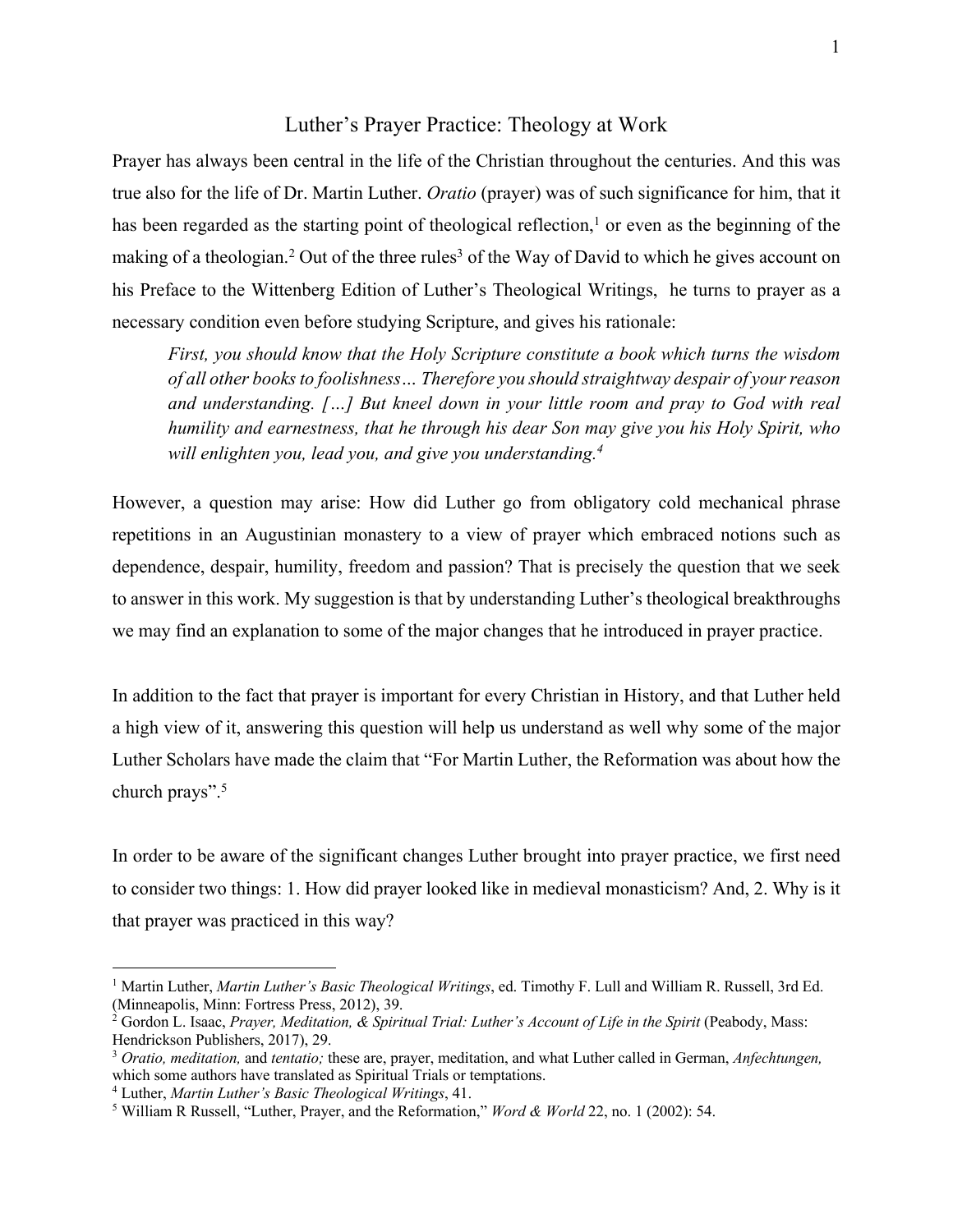# Luther's Prayer Practice: Theology at Work

Prayer has always been central in the life of the Christian throughout the centuries. And this was true also for the life of Dr. Martin Luther. *Oratio* (prayer) was of such significance for him, that it has been regarded as the starting point of theological reflection,[1] or even as the beginning of the making of a theologian.[2] Out of the three rules[3] of the Way of David to which he gives account on his Preface to the Wittenberg Edition of Luther's Theological Writings, he turns to prayer as a necessary condition even before studying Scripture, and gives his rationale:

> *First, you should know that the Holy Scripture constitute a book which turns the wisdom of all other books to foolishness… Therefore you should straightway despair of your reason and understanding. […] But kneel down in your little room and pray to God with real humility and earnestness, that he through his dear Son may give you his Holy Spirit, who will enlighten you, lead you, and give you understanding.*[4]

However, a question may arise: How did Luther go from obligatory cold mechanical phrase repetitions in an Augustinian monastery to a view of prayer which embraced notions such as dependence, despair, humility, freedom and passion? That is precisely the question that we seek to answer in this work. My suggestion is that by understanding Luther's theological breakthroughs we may find an explanation to some of the major changes that he introduced in prayer practice.

In addition to the fact that prayer is important for every Christian in History, and that Luther held a high view of it, answering this question will help us understand as well why some of the major Luther Scholars have made the claim that "For Martin Luther, the Reformation was about how the church prays".[5]

In order to be aware of the significant changes Luther brought into prayer practice, we first need to consider two things: 1. How did prayer looked like in medieval monasticism? And, 2. Why is it that prayer was practiced in this way?

---

[1] Martin Luther, *Martin Luther's Basic Theological Writings*, ed. Timothy F. Lull and William R. Russell, 3rd Ed. (Minneapolis, Minn: Fortress Press, 2012), 39.

[2] Gordon L. Isaac, *Prayer, Meditation, & Spiritual Trial: Luther's Account of Life in the Spirit* (Peabody, Mass: Hendrickson Publishers, 2017), 29.

[3] *Oratio, meditation,* and *tentatio;* these are, prayer, meditation, and what Luther called in German, *Anfechtungen,* which some authors have translated as Spiritual Trials or temptations.

[4] Luther, *Martin Luther's Basic Theological Writings*, 41.

[5] William R Russell, "Luther, Prayer, and the Reformation," *Word & World* 22, no. 1 (2002): 54.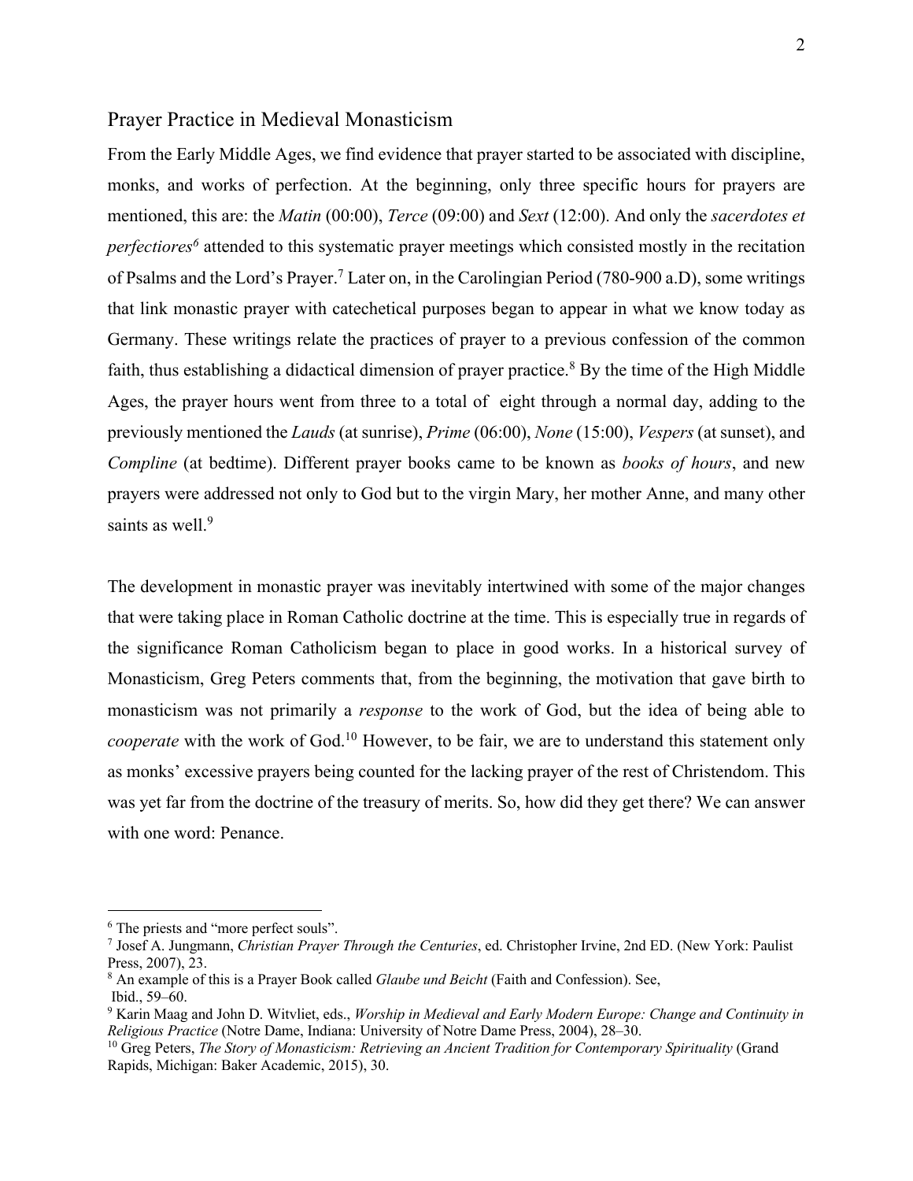## Prayer Practice in Medieval Monasticism

From the Early Middle Ages, we find evidence that prayer started to be associated with discipline, monks, and works of perfection. At the beginning, only three specific hours for prayers are mentioned, this are: the *Matin* (00:00), *Terce* (09:00) and *Sext* (12:00). And only the *sacerdotes et perfectiores*[6] attended to this systematic prayer meetings which consisted mostly in the recitation of Psalms and the Lord's Prayer.[7] Later on, in the Carolingian Period (780-900 a.D), some writings that link monastic prayer with catechetical purposes began to appear in what we know today as Germany. These writings relate the practices of prayer to a previous confession of the common faith, thus establishing a didactical dimension of prayer practice.[8] By the time of the High Middle Ages, the prayer hours went from three to a total of eight through a normal day, adding to the previously mentioned the *Lauds* (at sunrise), *Prime* (06:00), *None* (15:00), *Vespers* (at sunset), and *Compline* (at bedtime). Different prayer books came to be known as *books of hours*, and new prayers were addressed not only to God but to the virgin Mary, her mother Anne, and many other saints as well.[9]

The development in monastic prayer was inevitably intertwined with some of the major changes that were taking place in Roman Catholic doctrine at the time. This is especially true in regards of the significance Roman Catholicism began to place in good works. In a historical survey of Monasticism, Greg Peters comments that, from the beginning, the motivation that gave birth to monasticism was not primarily a *response* to the work of God, but the idea of being able to *cooperate* with the work of God.[10] However, to be fair, we are to understand this statement only as monks' excessive prayers being counted for the lacking prayer of the rest of Christendom. This was yet far from the doctrine of the treasury of merits. So, how did they get there? We can answer with one word: Penance.

---

[6] The priests and "more perfect souls".

[7] Josef A. Jungmann, *Christian Prayer Through the Centuries*, ed. Christopher Irvine, 2nd ED. (New York: Paulist Press, 2007), 23.

[8] An example of this is a Prayer Book called *Glaube und Beicht* (Faith and Confession). See, Ibid., 59–60.

[9] Karin Maag and John D. Witvliet, eds., *Worship in Medieval and Early Modern Europe: Change and Continuity in Religious Practice* (Notre Dame, Indiana: University of Notre Dame Press, 2004), 28–30.

[10] Greg Peters, *The Story of Monasticism: Retrieving an Ancient Tradition for Contemporary Spirituality* (Grand Rapids, Michigan: Baker Academic, 2015), 30.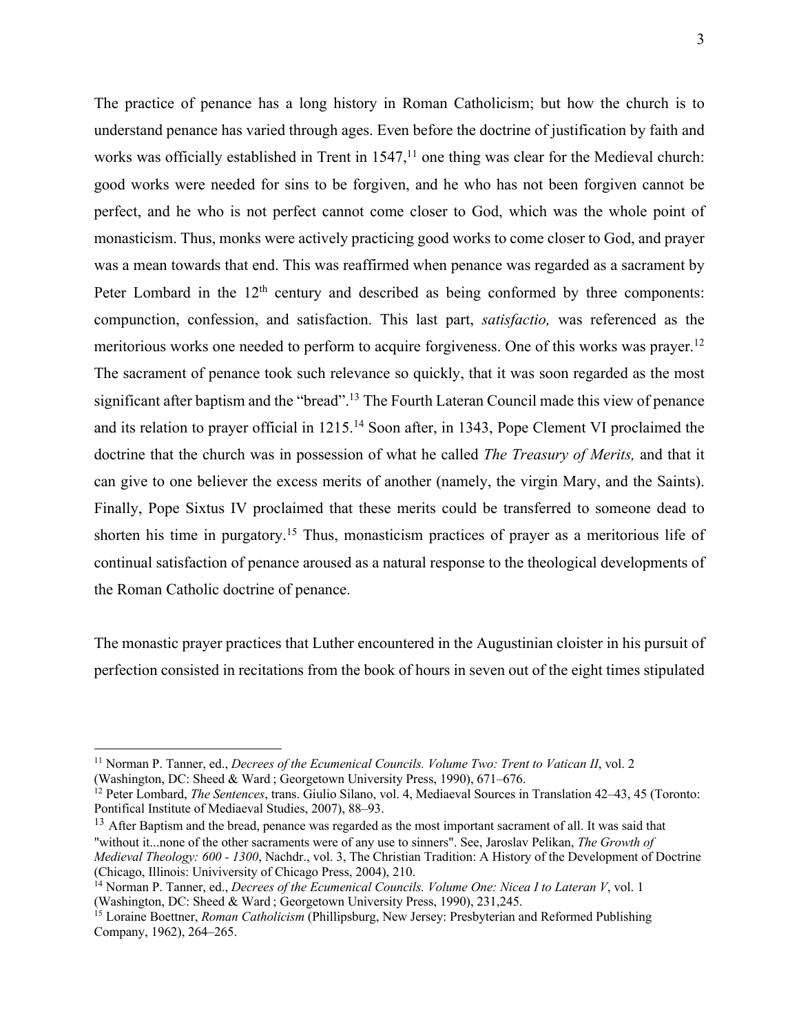The practice of penance has a long history in Roman Catholicism; but how the church is to understand penance has varied through ages. Even before the doctrine of justification by faith and works was officially established in Trent in 1547,[11] one thing was clear for the Medieval church: good works were needed for sins to be forgiven, and he who has not been forgiven cannot be perfect, and he who is not perfect cannot come closer to God, which was the whole point of monasticism. Thus, monks were actively practicing good works to come closer to God, and prayer was a mean towards that end. This was reaffirmed when penance was regarded as a sacrament by Peter Lombard in the 12th century and described as being conformed by three components: compunction, confession, and satisfaction. This last part, *satisfactio,* was referenced as the meritorious works one needed to perform to acquire forgiveness. One of this works was prayer.[12] The sacrament of penance took such relevance so quickly, that it was soon regarded as the most significant after baptism and the "bread".[13] The Fourth Lateran Council made this view of penance and its relation to prayer official in 1215.[14] Soon after, in 1343, Pope Clement VI proclaimed the doctrine that the church was in possession of what he called *The Treasury of Merits,* and that it can give to one believer the excess merits of another (namely, the virgin Mary, and the Saints). Finally, Pope Sixtus IV proclaimed that these merits could be transferred to someone dead to shorten his time in purgatory.[15] Thus, monasticism practices of prayer as a meritorious life of continual satisfaction of penance aroused as a natural response to the theological developments of the Roman Catholic doctrine of penance.

The monastic prayer practices that Luther encountered in the Augustinian cloister in his pursuit of perfection consisted in recitations from the book of hours in seven out of the eight times stipulated

---

[11] Norman P. Tanner, ed., *Decrees of the Ecumenical Councils. Volume Two: Trent to Vatican II*, vol. 2 (Washington, DC: Sheed & Ward ; Georgetown University Press, 1990), 671–676.

[12] Peter Lombard, *The Sentences*, trans. Giulio Silano, vol. 4, Mediaeval Sources in Translation 42–43, 45 (Toronto: Pontifical Institute of Mediaeval Studies, 2007), 88–93.

[13] After Baptism and the bread, penance was regarded as the most important sacrament of all. It was said that "without it...none of the other sacraments were of any use to sinners". See, Jaroslav Pelikan, *The Growth of Medieval Theology: 600 - 1300*, Nachdr., vol. 3, The Christian Tradition: A History of the Development of Doctrine (Chicago, Illinois: Univiversity of Chicago Press, 2004), 210.

[14] Norman P. Tanner, ed., *Decrees of the Ecumenical Councils. Volume One: Nicea I to Lateran V*, vol. 1 (Washington, DC: Sheed & Ward ; Georgetown University Press, 1990), 231,245.

[15] Loraine Boettner, *Roman Catholicism* (Phillipsburg, New Jersey: Presbyterian and Reformed Publishing Company, 1962), 264–265.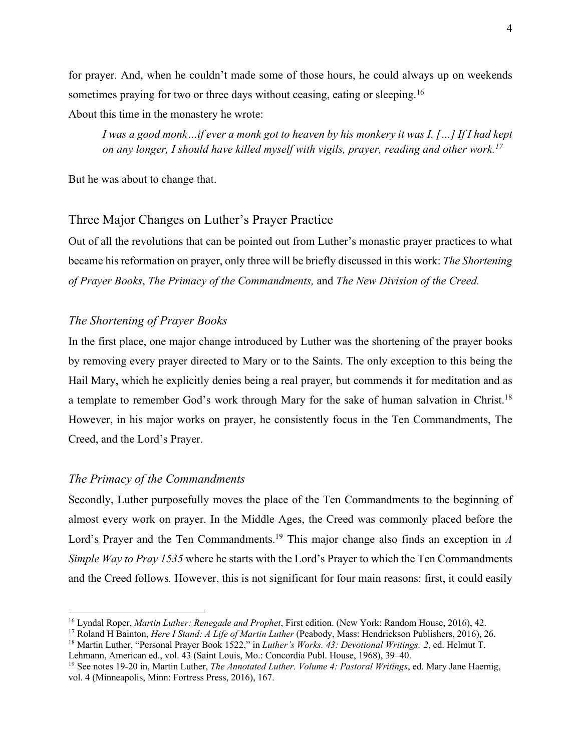for prayer. And, when he couldn't made some of those hours, he could always up on weekends sometimes praying for two or three days without ceasing, eating or sleeping.[16]

About this time in the monastery he wrote:

> *I was a good monk…if ever a monk got to heaven by his monkery it was I. […] If I had kept on any longer, I should have killed myself with vigils, prayer, reading and other work.*[17]

But he was about to change that.

## Three Major Changes on Luther's Prayer Practice

Out of all the revolutions that can be pointed out from Luther's monastic prayer practices to what became his reformation on prayer, only three will be briefly discussed in this work: *The Shortening of Prayer Books*, *The Primacy of the Commandments,* and *The New Division of the Creed.*

### *The Shortening of Prayer Books*

In the first place, one major change introduced by Luther was the shortening of the prayer books by removing every prayer directed to Mary or to the Saints. The only exception to this being the Hail Mary, which he explicitly denies being a real prayer, but commends it for meditation and as a template to remember God's work through Mary for the sake of human salvation in Christ.[18] However, in his major works on prayer, he consistently focus in the Ten Commandments, The Creed, and the Lord's Prayer.

### *The Primacy of the Commandments*

Secondly, Luther purposefully moves the place of the Ten Commandments to the beginning of almost every work on prayer. In the Middle Ages, the Creed was commonly placed before the Lord's Prayer and the Ten Commandments.[19] This major change also finds an exception in *A Simple Way to Pray 1535* where he starts with the Lord's Prayer to which the Ten Commandments and the Creed follows. However, this is not significant for four main reasons: first, it could easily

---

[16] Lyndal Roper, *Martin Luther: Renegade and Prophet*, First edition. (New York: Random House, 2016), 42.

[17] Roland H Bainton, *Here I Stand: A Life of Martin Luther* (Peabody, Mass: Hendrickson Publishers, 2016), 26.

[18] Martin Luther, "Personal Prayer Book 1522," in *Luther's Works. 43: Devotional Writings: 2*, ed. Helmut T. Lehmann, American ed., vol. 43 (Saint Louis, Mo.: Concordia Publ. House, 1968), 39–40.

[19] See notes 19-20 in, Martin Luther, *The Annotated Luther. Volume 4: Pastoral Writings*, ed. Mary Jane Haemig, vol. 4 (Minneapolis, Minn: Fortress Press, 2016), 167.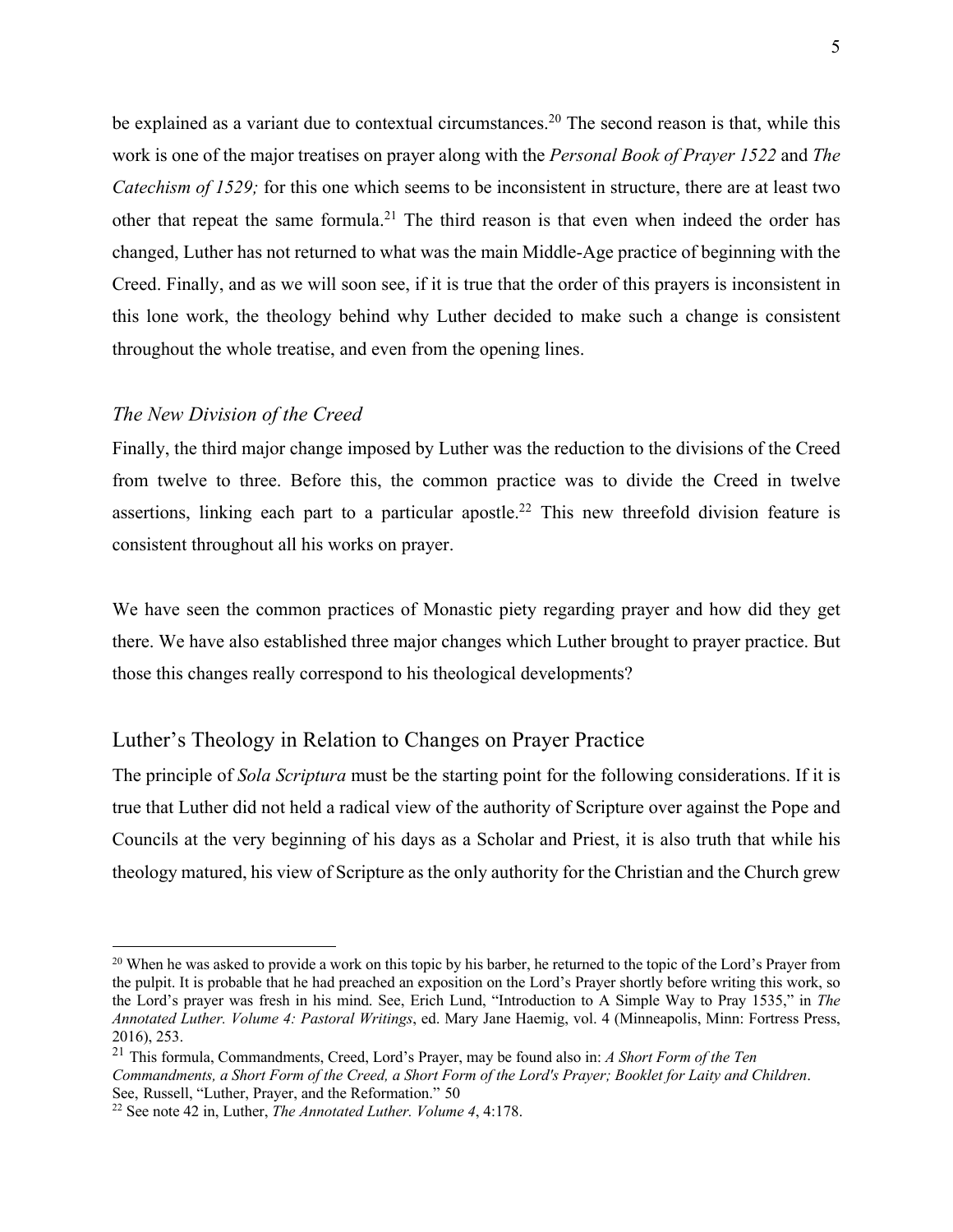be explained as a variant due to contextual circumstances.[20] The second reason is that, while this work is one of the major treatises on prayer along with the *Personal Book of Prayer 1522* and *The Catechism of 1529;* for this one which seems to be inconsistent in structure, there are at least two other that repeat the same formula.[21] The third reason is that even when indeed the order has changed, Luther has not returned to what was the main Middle-Age practice of beginning with the Creed. Finally, and as we will soon see, if it is true that the order of this prayers is inconsistent in this lone work, the theology behind why Luther decided to make such a change is consistent throughout the whole treatise, and even from the opening lines.

### *The New Division of the Creed*

Finally, the third major change imposed by Luther was the reduction to the divisions of the Creed from twelve to three. Before this, the common practice was to divide the Creed in twelve assertions, linking each part to a particular apostle.[22] This new threefold division feature is consistent throughout all his works on prayer.

We have seen the common practices of Monastic piety regarding prayer and how did they get there. We have also established three major changes which Luther brought to prayer practice. But those this changes really correspond to his theological developments?

## Luther's Theology in Relation to Changes on Prayer Practice

The principle of *Sola Scriptura* must be the starting point for the following considerations. If it is true that Luther did not held a radical view of the authority of Scripture over against the Pope and Councils at the very beginning of his days as a Scholar and Priest, it is also truth that while his theology matured, his view of Scripture as the only authority for the Christian and the Church grew

---

[20] When he was asked to provide a work on this topic by his barber, he returned to the topic of the Lord's Prayer from the pulpit. It is probable that he had preached an exposition on the Lord's Prayer shortly before writing this work, so the Lord's prayer was fresh in his mind. See, Erich Lund, "Introduction to A Simple Way to Pray 1535," in *The Annotated Luther. Volume 4: Pastoral Writings*, ed. Mary Jane Haemig, vol. 4 (Minneapolis, Minn: Fortress Press, 2016), 253.

[21] This formula, Commandments, Creed, Lord's Prayer, may be found also in: *A Short Form of the Ten Commandments, a Short Form of the Creed, a Short Form of the Lord's Prayer; Booklet for Laity and Children*. See, Russell, "Luther, Prayer, and the Reformation." 50

[22] See note 42 in, Luther, *The Annotated Luther. Volume 4*, 4:178.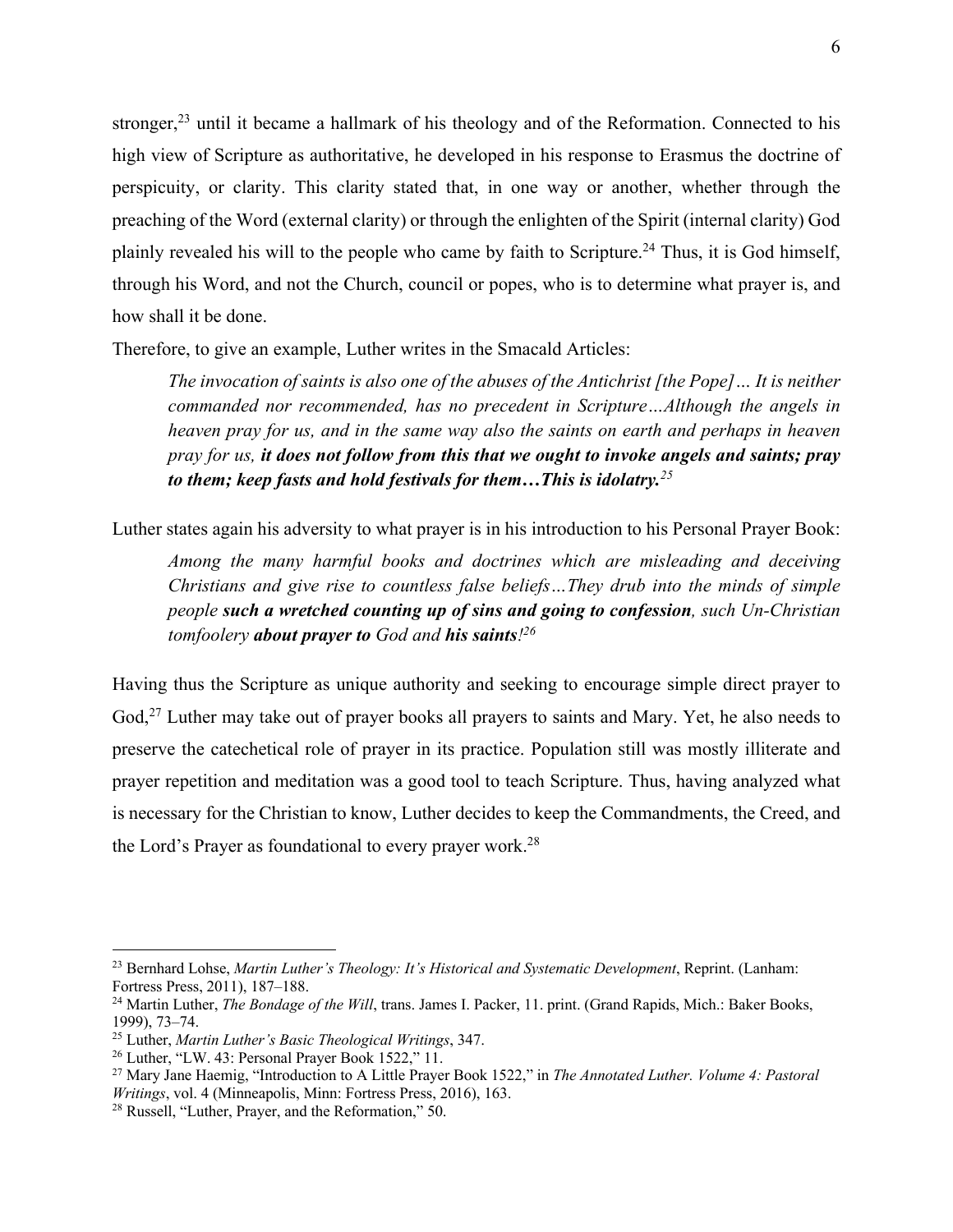stronger,[23] until it became a hallmark of his theology and of the Reformation. Connected to his high view of Scripture as authoritative, he developed in his response to Erasmus the doctrine of perspicuity, or clarity. This clarity stated that, in one way or another, whether through the preaching of the Word (external clarity) or through the enlighten of the Spirit (internal clarity) God plainly revealed his will to the people who came by faith to Scripture.[24] Thus, it is God himself, through his Word, and not the Church, council or popes, who is to determine what prayer is, and how shall it be done.

Therefore, to give an example, Luther writes in the Smacald Articles:

> *The invocation of saints is also one of the abuses of the Antichrist [the Pope]… It is neither commanded nor recommended, has no precedent in Scripture…Although the angels in heaven pray for us, and in the same way also the saints on earth and perhaps in heaven pray for us,* ***it does not follow from this that we ought to invoke angels and saints; pray to them; keep fasts and hold festivals for them…This is idolatry.***[25]

Luther states again his adversity to what prayer is in his introduction to his Personal Prayer Book:

> *Among the many harmful books and doctrines which are misleading and deceiving Christians and give rise to countless false beliefs…They drub into the minds of simple people* ***such a wretched counting up of sins and going to confession****, such Un-Christian tomfoolery* ***about prayer to*** *God and* ***his saints****!*[26]

Having thus the Scripture as unique authority and seeking to encourage simple direct prayer to God,[27] Luther may take out of prayer books all prayers to saints and Mary. Yet, he also needs to preserve the catechetical role of prayer in its practice. Population still was mostly illiterate and prayer repetition and meditation was a good tool to teach Scripture. Thus, having analyzed what is necessary for the Christian to know, Luther decides to keep the Commandments, the Creed, and the Lord's Prayer as foundational to every prayer work.[28]

---

[23] Bernhard Lohse, *Martin Luther's Theology: It's Historical and Systematic Development*, Reprint. (Lanham: Fortress Press, 2011), 187–188.

[24] Martin Luther, *The Bondage of the Will*, trans. James I. Packer, 11. print. (Grand Rapids, Mich.: Baker Books, 1999), 73–74.

[25] Luther, *Martin Luther's Basic Theological Writings*, 347.

[26] Luther, "LW. 43: Personal Prayer Book 1522," 11.

[27] Mary Jane Haemig, "Introduction to A Little Prayer Book 1522," in *The Annotated Luther. Volume 4: Pastoral Writings*, vol. 4 (Minneapolis, Minn: Fortress Press, 2016), 163.

[28] Russell, "Luther, Prayer, and the Reformation," 50.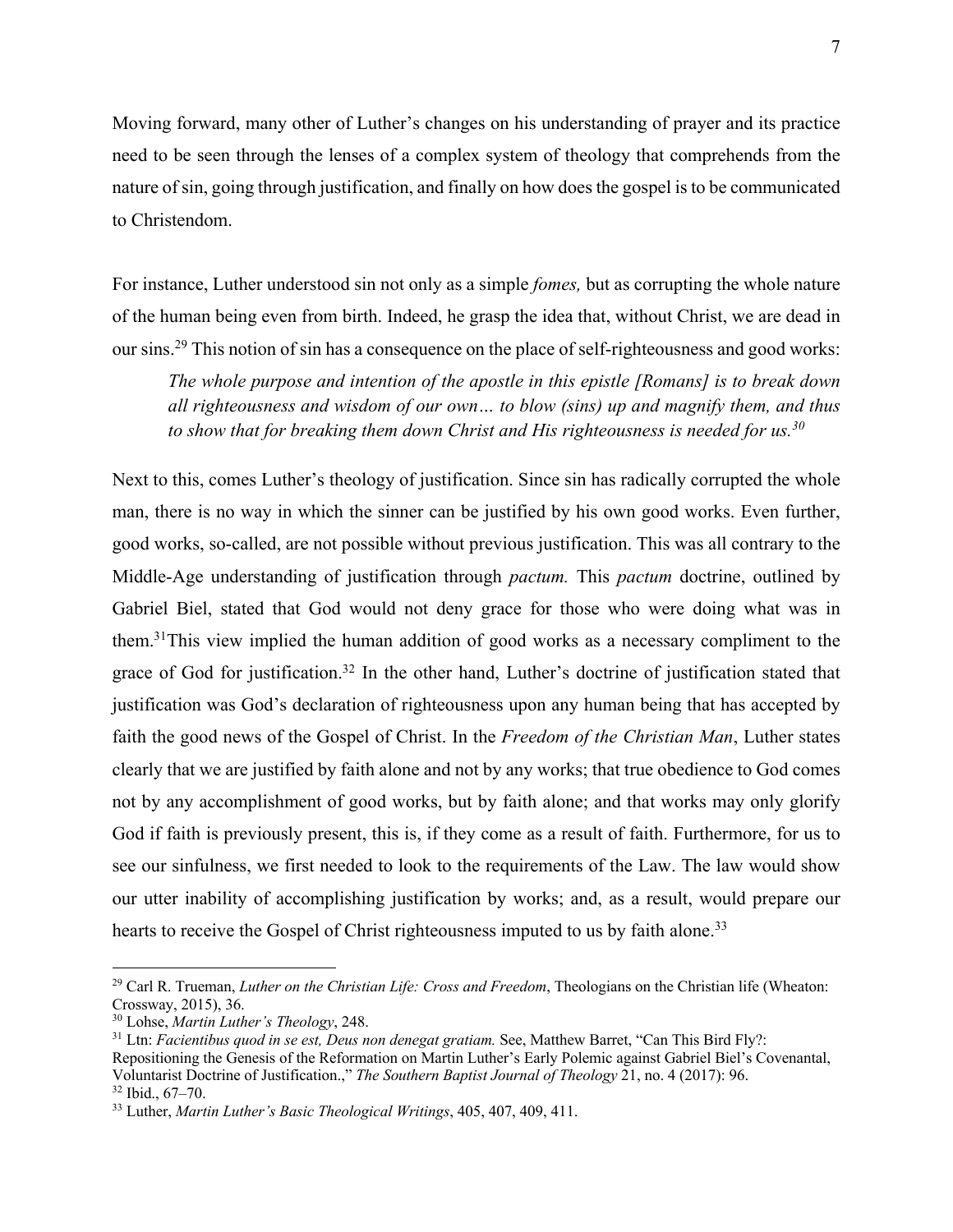Moving forward, many other of Luther's changes on his understanding of prayer and its practice need to be seen through the lenses of a complex system of theology that comprehends from the nature of sin, going through justification, and finally on how does the gospel is to be communicated to Christendom.

For instance, Luther understood sin not only as a simple *fomes,* but as corrupting the whole nature of the human being even from birth. Indeed, he grasp the idea that, without Christ, we are dead in our sins.[29] This notion of sin has a consequence on the place of self-righteousness and good works:

> *The whole purpose and intention of the apostle in this epistle [Romans] is to break down all righteousness and wisdom of our own… to blow (sins) up and magnify them, and thus to show that for breaking them down Christ and His righteousness is needed for us.*[30]

Next to this, comes Luther's theology of justification. Since sin has radically corrupted the whole man, there is no way in which the sinner can be justified by his own good works. Even further, good works, so-called, are not possible without previous justification. This was all contrary to the Middle-Age understanding of justification through *pactum.* This *pactum* doctrine, outlined by Gabriel Biel, stated that God would not deny grace for those who were doing what was in them.[31]This view implied the human addition of good works as a necessary compliment to the grace of God for justification.[32] In the other hand, Luther's doctrine of justification stated that justification was God's declaration of righteousness upon any human being that has accepted by faith the good news of the Gospel of Christ. In the *Freedom of the Christian Man*, Luther states clearly that we are justified by faith alone and not by any works; that true obedience to God comes not by any accomplishment of good works, but by faith alone; and that works may only glorify God if faith is previously present, this is, if they come as a result of faith. Furthermore, for us to see our sinfulness, we first needed to look to the requirements of the Law. The law would show our utter inability of accomplishing justification by works; and, as a result, would prepare our hearts to receive the Gospel of Christ righteousness imputed to us by faith alone.[33]

---

[29] Carl R. Trueman, *Luther on the Christian Life: Cross and Freedom*, Theologians on the Christian life (Wheaton: Crossway, 2015), 36.

[30] Lohse, *Martin Luther's Theology*, 248.

[31] Ltn: *Facientibus quod in se est, Deus non denegat gratiam.* See, Matthew Barret, "Can This Bird Fly?: Repositioning the Genesis of the Reformation on Martin Luther's Early Polemic against Gabriel Biel's Covenantal, Voluntarist Doctrine of Justification.," *The Southern Baptist Journal of Theology* 21, no. 4 (2017): 96.

[32] Ibid., 67–70.

[33] Luther, *Martin Luther's Basic Theological Writings*, 405, 407, 409, 411.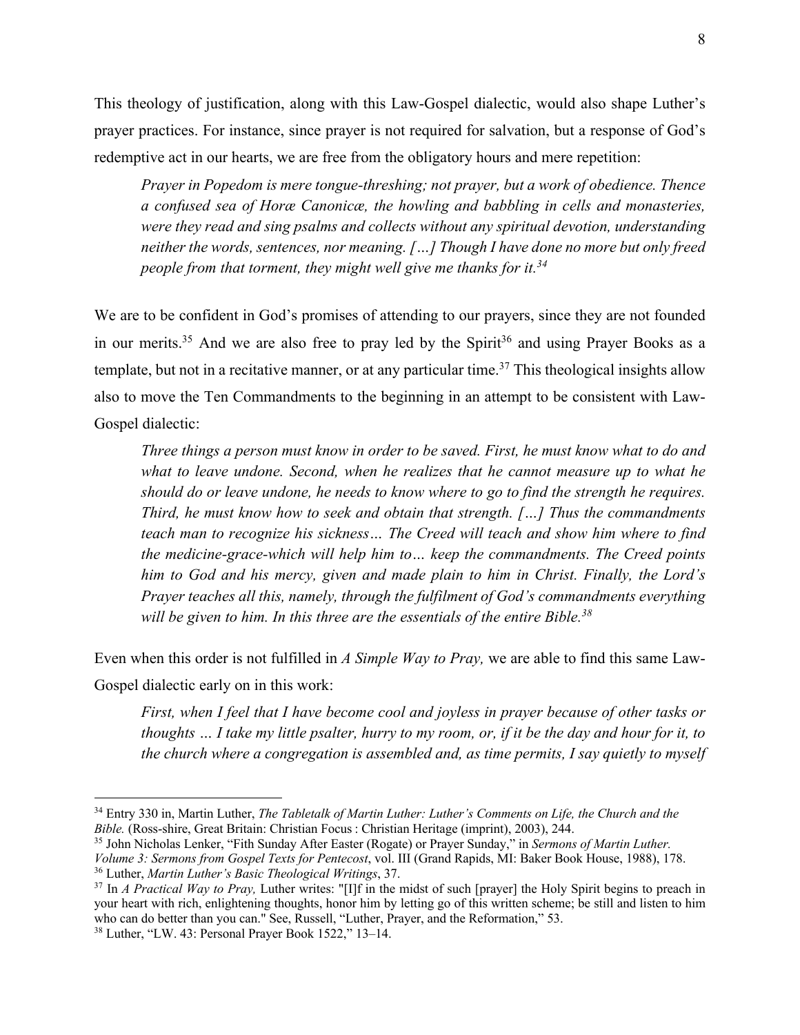This theology of justification, along with this Law-Gospel dialectic, would also shape Luther's prayer practices. For instance, since prayer is not required for salvation, but a response of God's redemptive act in our hearts, we are free from the obligatory hours and mere repetition:

> *Prayer in Popedom is mere tongue-threshing; not prayer, but a work of obedience. Thence a confused sea of Horæ Canonicæ, the howling and babbling in cells and monasteries, were they read and sing psalms and collects without any spiritual devotion, understanding neither the words, sentences, nor meaning. […] Though I have done no more but only freed people from that torment, they might well give me thanks for it.*[34]

We are to be confident in God's promises of attending to our prayers, since they are not founded in our merits.[35] And we are also free to pray led by the Spirit[36] and using Prayer Books as a template, but not in a recitative manner, or at any particular time.[37] This theological insights allow also to move the Ten Commandments to the beginning in an attempt to be consistent with Law-Gospel dialectic:

> *Three things a person must know in order to be saved. First, he must know what to do and what to leave undone. Second, when he realizes that he cannot measure up to what he should do or leave undone, he needs to know where to go to find the strength he requires. Third, he must know how to seek and obtain that strength. […] Thus the commandments teach man to recognize his sickness… The Creed will teach and show him where to find the medicine-grace-which will help him to… keep the commandments. The Creed points him to God and his mercy, given and made plain to him in Christ. Finally, the Lord's Prayer teaches all this, namely, through the fulfilment of God's commandments everything will be given to him. In this three are the essentials of the entire Bible.*[38]

Even when this order is not fulfilled in *A Simple Way to Pray,* we are able to find this same Law-Gospel dialectic early on in this work:

> *First, when I feel that I have become cool and joyless in prayer because of other tasks or thoughts … I take my little psalter, hurry to my room, or, if it be the day and hour for it, to the church where a congregation is assembled and, as time permits, I say quietly to myself*

---

[34] Entry 330 in, Martin Luther, *The Tabletalk of Martin Luther: Luther's Comments on Life, the Church and the Bible.* (Ross-shire, Great Britain: Christian Focus : Christian Heritage (imprint), 2003), 244.

[35] John Nicholas Lenker, "Fith Sunday After Easter (Rogate) or Prayer Sunday," in *Sermons of Martin Luther. Volume 3: Sermons from Gospel Texts for Pentecost*, vol. III (Grand Rapids, MI: Baker Book House, 1988), 178.

[36] Luther, *Martin Luther's Basic Theological Writings*, 37.

[37] In *A Practical Way to Pray,* Luther writes: "[I]f in the midst of such [prayer] the Holy Spirit begins to preach in your heart with rich, enlightening thoughts, honor him by letting go of this written scheme; be still and listen to him who can do better than you can." See, Russell, "Luther, Prayer, and the Reformation," 53.

[38] Luther, "LW. 43: Personal Prayer Book 1522," 13–14.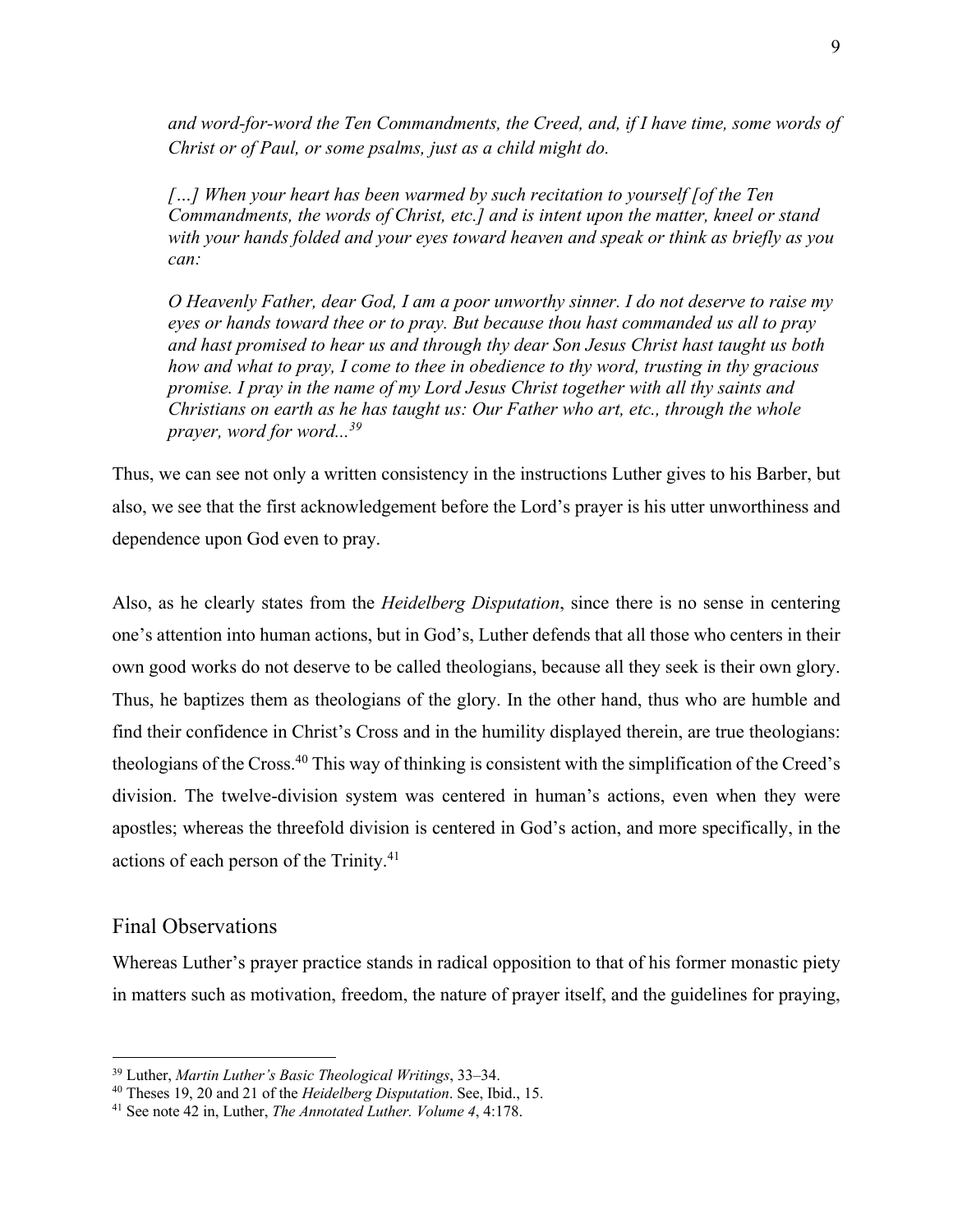*and word-for-word the Ten Commandments, the Creed, and, if I have time, some words of Christ or of Paul, or some psalms, just as a child might do.*

> *[…] When your heart has been warmed by such recitation to yourself [of the Ten Commandments, the words of Christ, etc.] and is intent upon the matter, kneel or stand with your hands folded and your eyes toward heaven and speak or think as briefly as you can:*
>
> *O Heavenly Father, dear God, I am a poor unworthy sinner. I do not deserve to raise my eyes or hands toward thee or to pray. But because thou hast commanded us all to pray and hast promised to hear us and through thy dear Son Jesus Christ hast taught us both how and what to pray, I come to thee in obedience to thy word, trusting in thy gracious promise. I pray in the name of my Lord Jesus Christ together with all thy saints and Christians on earth as he has taught us: Our Father who art, etc., through the whole prayer, word for word...*[39]

Thus, we can see not only a written consistency in the instructions Luther gives to his Barber, but also, we see that the first acknowledgement before the Lord's prayer is his utter unworthiness and dependence upon God even to pray.

Also, as he clearly states from the *Heidelberg Disputation*, since there is no sense in centering one's attention into human actions, but in God's, Luther defends that all those who centers in their own good works do not deserve to be called theologians, because all they seek is their own glory. Thus, he baptizes them as theologians of the glory. In the other hand, thus who are humble and find their confidence in Christ's Cross and in the humility displayed therein, are true theologians: theologians of the Cross.[40] This way of thinking is consistent with the simplification of the Creed's division. The twelve-division system was centered in human's actions, even when they were apostles; whereas the threefold division is centered in God's action, and more specifically, in the actions of each person of the Trinity.[41]

## Final Observations

Whereas Luther's prayer practice stands in radical opposition to that of his former monastic piety in matters such as motivation, freedom, the nature of prayer itself, and the guidelines for praying,

---

[39] Luther, *Martin Luther's Basic Theological Writings*, 33–34.

[40] Theses 19, 20 and 21 of the *Heidelberg Disputation*. See, Ibid., 15.

[41] See note 42 in, Luther, *The Annotated Luther. Volume 4*, 4:178.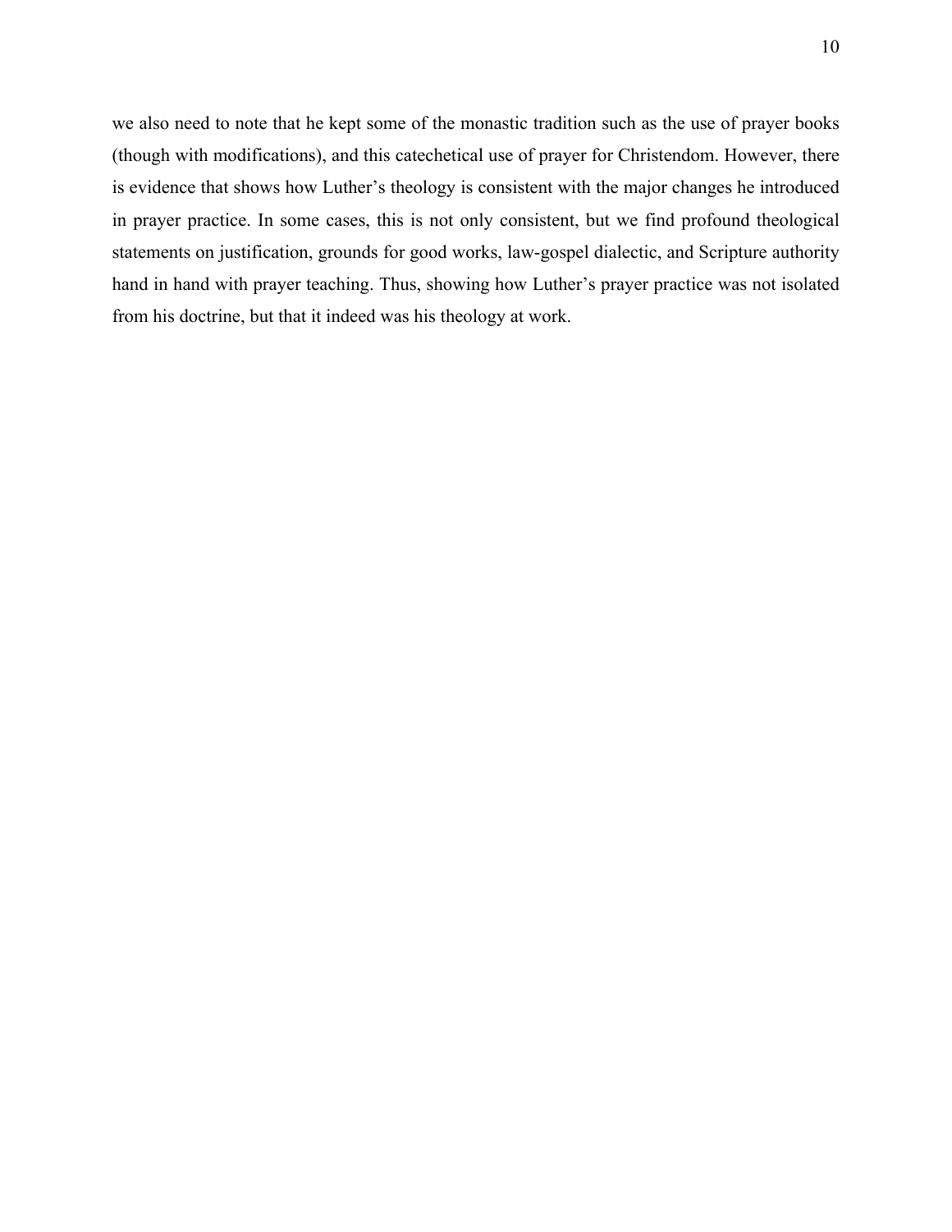we also need to note that he kept some of the monastic tradition such as the use of prayer books (though with modifications), and this catechetical use of prayer for Christendom. However, there is evidence that shows how Luther's theology is consistent with the major changes he introduced in prayer practice. In some cases, this is not only consistent, but we find profound theological statements on justification, grounds for good works, law-gospel dialectic, and Scripture authority hand in hand with prayer teaching. Thus, showing how Luther's prayer practice was not isolated from his doctrine, but that it indeed was his theology at work.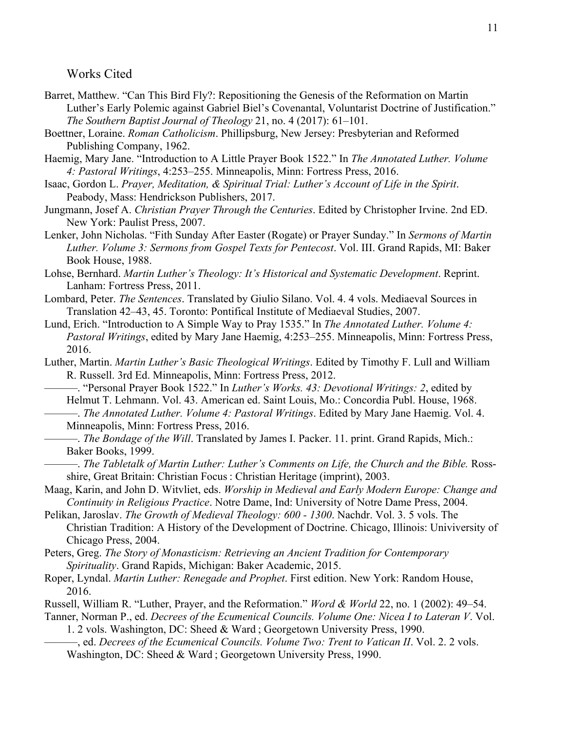# Works Cited

Barret, Matthew. "Can This Bird Fly?: Repositioning the Genesis of the Reformation on Martin Luther's Early Polemic against Gabriel Biel's Covenantal, Voluntarist Doctrine of Justification." *The Southern Baptist Journal of Theology* 21, no. 4 (2017): 61–101.

Boettner, Loraine. *Roman Catholicism*. Phillipsburg, New Jersey: Presbyterian and Reformed Publishing Company, 1962.

Haemig, Mary Jane. "Introduction to A Little Prayer Book 1522." In *The Annotated Luther. Volume 4: Pastoral Writings*, 4:253–255. Minneapolis, Minn: Fortress Press, 2016.

Isaac, Gordon L. *Prayer, Meditation, & Spiritual Trial: Luther's Account of Life in the Spirit*. Peabody, Mass: Hendrickson Publishers, 2017.

Jungmann, Josef A. *Christian Prayer Through the Centuries*. Edited by Christopher Irvine. 2nd ED. New York: Paulist Press, 2007.

Lenker, John Nicholas. "Fith Sunday After Easter (Rogate) or Prayer Sunday." In *Sermons of Martin Luther. Volume 3: Sermons from Gospel Texts for Pentecost*. Vol. III. Grand Rapids, MI: Baker Book House, 1988.

Lohse, Bernhard. *Martin Luther's Theology: It's Historical and Systematic Development*. Reprint. Lanham: Fortress Press, 2011.

Lombard, Peter. *The Sentences*. Translated by Giulio Silano. Vol. 4. 4 vols. Mediaeval Sources in Translation 42–43, 45. Toronto: Pontifical Institute of Mediaeval Studies, 2007.

Lund, Erich. "Introduction to A Simple Way to Pray 1535." In *The Annotated Luther. Volume 4: Pastoral Writings*, edited by Mary Jane Haemig, 4:253–255. Minneapolis, Minn: Fortress Press, 2016.

Luther, Martin. *Martin Luther's Basic Theological Writings*. Edited by Timothy F. Lull and William R. Russell. 3rd Ed. Minneapolis, Minn: Fortress Press, 2012.

———. "Personal Prayer Book 1522." In *Luther's Works. 43: Devotional Writings: 2*, edited by Helmut T. Lehmann. Vol. 43. American ed. Saint Louis, Mo.: Concordia Publ. House, 1968.

———. *The Annotated Luther. Volume 4: Pastoral Writings*. Edited by Mary Jane Haemig. Vol. 4. Minneapolis, Minn: Fortress Press, 2016.

———. *The Bondage of the Will*. Translated by James I. Packer. 11. print. Grand Rapids, Mich.: Baker Books, 1999.

———. *The Tabletalk of Martin Luther: Luther's Comments on Life, the Church and the Bible.* Ross-shire, Great Britain: Christian Focus : Christian Heritage (imprint), 2003.

Maag, Karin, and John D. Witvliet, eds. *Worship in Medieval and Early Modern Europe: Change and Continuity in Religious Practice*. Notre Dame, Ind: University of Notre Dame Press, 2004.

Pelikan, Jaroslav. *The Growth of Medieval Theology: 600 - 1300*. Nachdr. Vol. 3. 5 vols. The Christian Tradition: A History of the Development of Doctrine. Chicago, Illinois: Univiversity of Chicago Press, 2004.

Peters, Greg. *The Story of Monasticism: Retrieving an Ancient Tradition for Contemporary Spirituality*. Grand Rapids, Michigan: Baker Academic, 2015.

Roper, Lyndal. *Martin Luther: Renegade and Prophet*. First edition. New York: Random House, 2016.

Russell, William R. "Luther, Prayer, and the Reformation." *Word & World* 22, no. 1 (2002): 49–54.

Tanner, Norman P., ed. *Decrees of the Ecumenical Councils. Volume One: Nicea I to Lateran V*. Vol. 1. 2 vols. Washington, DC: Sheed & Ward ; Georgetown University Press, 1990.

———, ed. *Decrees of the Ecumenical Councils. Volume Two: Trent to Vatican II*. Vol. 2. 2 vols. Washington, DC: Sheed & Ward ; Georgetown University Press, 1990.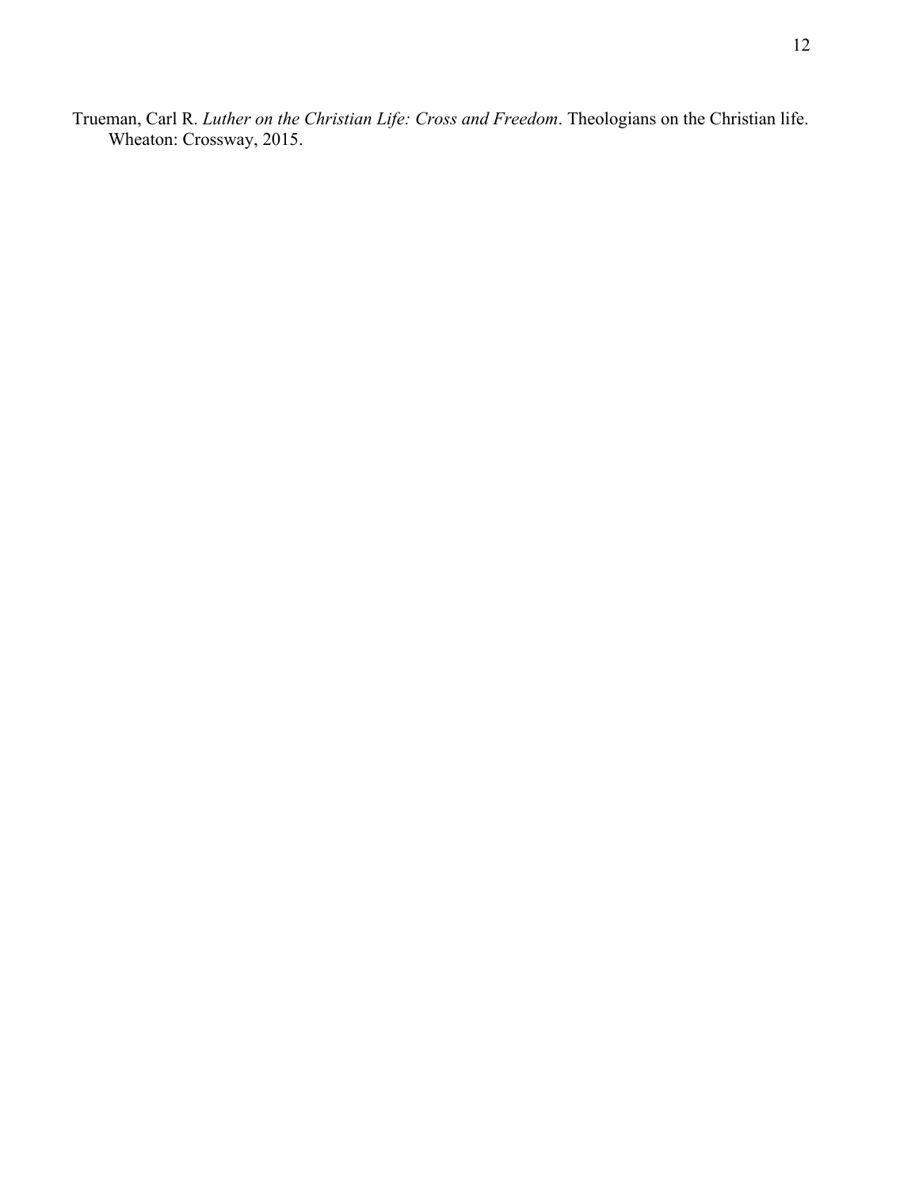Trueman, Carl R. *Luther on the Christian Life: Cross and Freedom*. Theologians on the Christian life. Wheaton: Crossway, 2015.